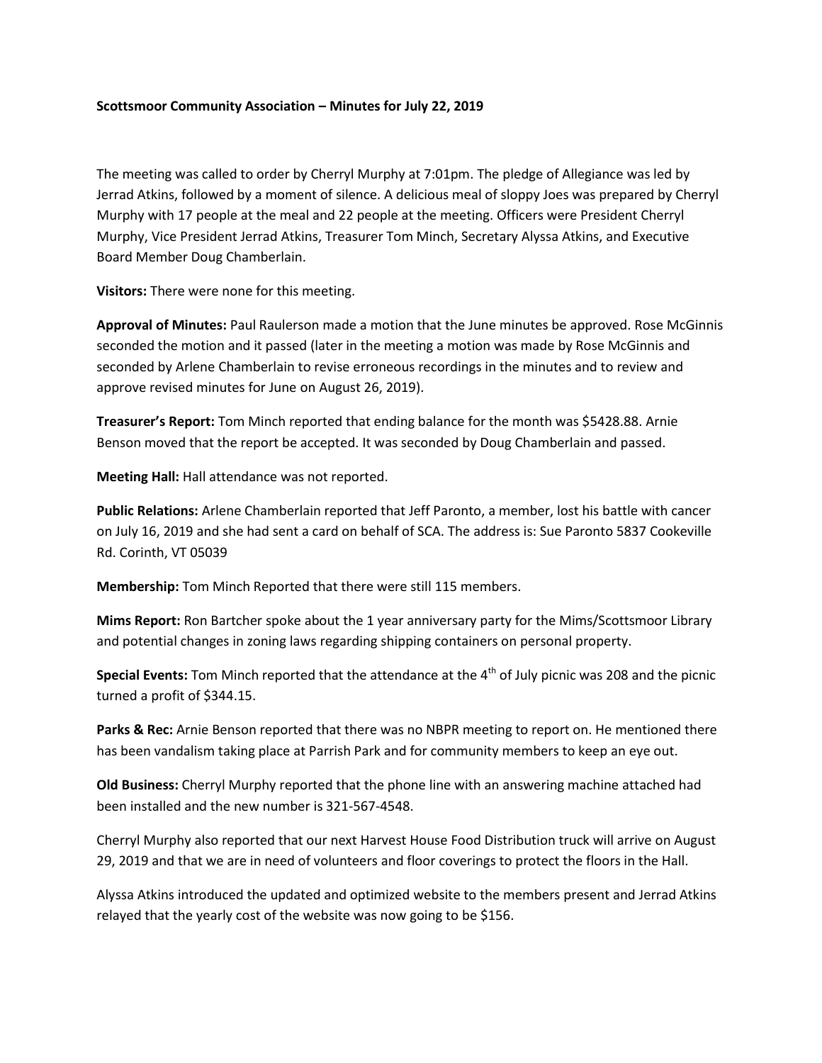**Scottsmoor Community Association – Minutes for July 22, 2019**

The meeting was called to order by Cherryl Murphy at 7:01pm. The pledge of Allegiance was led by Jerrad Atkins, followed by a moment of silence. A delicious meal of sloppy Joes was prepared by Cherryl Murphy with 17 people at the meal and 22 people at the meeting. Officers were President Cherryl Murphy, Vice President Jerrad Atkins, Treasurer Tom Minch, Secretary Alyssa Atkins, and Executive Board Member Doug Chamberlain.

**Visitors:** There were none for this meeting.

**Approval of Minutes:** Paul Raulerson made a motion that the June minutes be approved. Rose McGinnis seconded the motion and it passed (later in the meeting a motion was made by Rose McGinnis and seconded by Arlene Chamberlain to revise erroneous recordings in the minutes and to review and approve revised minutes for June on August 26, 2019).

**Treasurer's Report:** Tom Minch reported that ending balance for the month was $5428.88. Arnie Benson moved that the report be accepted. It was seconded by Doug Chamberlain and passed.

**Meeting Hall:** Hall attendance was not reported.

**Public Relations:** Arlene Chamberlain reported that Jeff Paronto, a member, lost his battle with cancer on July 16, 2019 and she had sent a card on behalf of SCA. The address is: Sue Paronto 5837 Cookeville Rd. Corinth, VT 05039

**Membership:** Tom Minch Reported that there were still 115 members.

**Mims Report:** Ron Bartcher spoke about the 1 year anniversary party for the Mims/Scottsmoor Library and potential changes in zoning laws regarding shipping containers on personal property.

**Special Events:** Tom Minch reported that the attendance at the 4th of July picnic was 208 and the picnic turned a profit of $344.15.

**Parks & Rec:** Arnie Benson reported that there was no NBPR meeting to report on. He mentioned there has been vandalism taking place at Parrish Park and for community members to keep an eye out.

**Old Business:** Cherryl Murphy reported that the phone line with an answering machine attached had been installed and the new number is 321-567-4548.

Cherryl Murphy also reported that our next Harvest House Food Distribution truck will arrive on August 29, 2019 and that we are in need of volunteers and floor coverings to protect the floors in the Hall.

Alyssa Atkins introduced the updated and optimized website to the members present and Jerrad Atkins relayed that the yearly cost of the website was now going to be $156.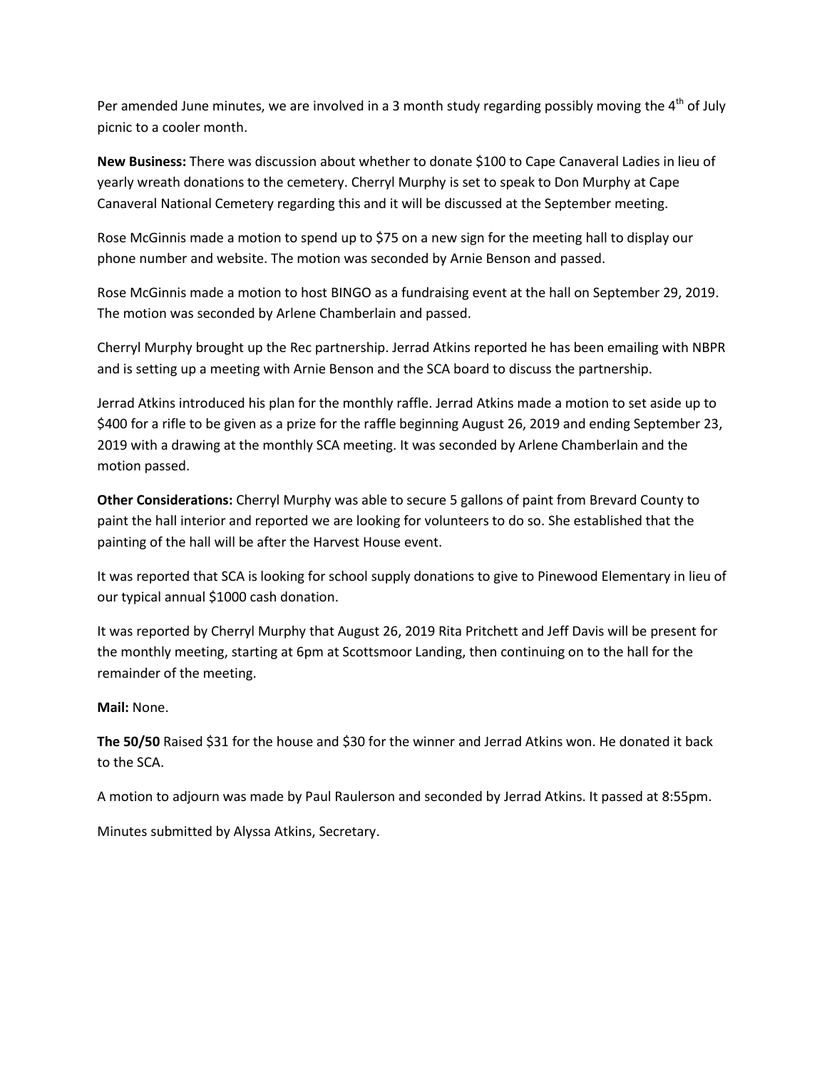Per amended June minutes, we are involved in a 3 month study regarding possibly moving the 4th of July picnic to a cooler month.

**New Business:** There was discussion about whether to donate $100 to Cape Canaveral Ladies in lieu of yearly wreath donations to the cemetery. Cherryl Murphy is set to speak to Don Murphy at Cape Canaveral National Cemetery regarding this and it will be discussed at the September meeting.

Rose McGinnis made a motion to spend up to $75 on a new sign for the meeting hall to display our phone number and website. The motion was seconded by Arnie Benson and passed.

Rose McGinnis made a motion to host BINGO as a fundraising event at the hall on September 29, 2019. The motion was seconded by Arlene Chamberlain and passed.

Cherryl Murphy brought up the Rec partnership. Jerrad Atkins reported he has been emailing with NBPR and is setting up a meeting with Arnie Benson and the SCA board to discuss the partnership.

Jerrad Atkins introduced his plan for the monthly raffle. Jerrad Atkins made a motion to set aside up to $400 for a rifle to be given as a prize for the raffle beginning August 26, 2019 and ending September 23, 2019 with a drawing at the monthly SCA meeting. It was seconded by Arlene Chamberlain and the motion passed.

**Other Considerations:** Cherryl Murphy was able to secure 5 gallons of paint from Brevard County to paint the hall interior and reported we are looking for volunteers to do so. She established that the painting of the hall will be after the Harvest House event.

It was reported that SCA is looking for school supply donations to give to Pinewood Elementary in lieu of our typical annual $1000 cash donation.

It was reported by Cherryl Murphy that August 26, 2019 Rita Pritchett and Jeff Davis will be present for the monthly meeting, starting at 6pm at Scottsmoor Landing, then continuing on to the hall for the remainder of the meeting.

**Mail:** None.

**The 50/50** Raised $31 for the house and $30 for the winner and Jerrad Atkins won. He donated it back to the SCA.

A motion to adjourn was made by Paul Raulerson and seconded by Jerrad Atkins. It passed at 8:55pm.

Minutes submitted by Alyssa Atkins, Secretary.